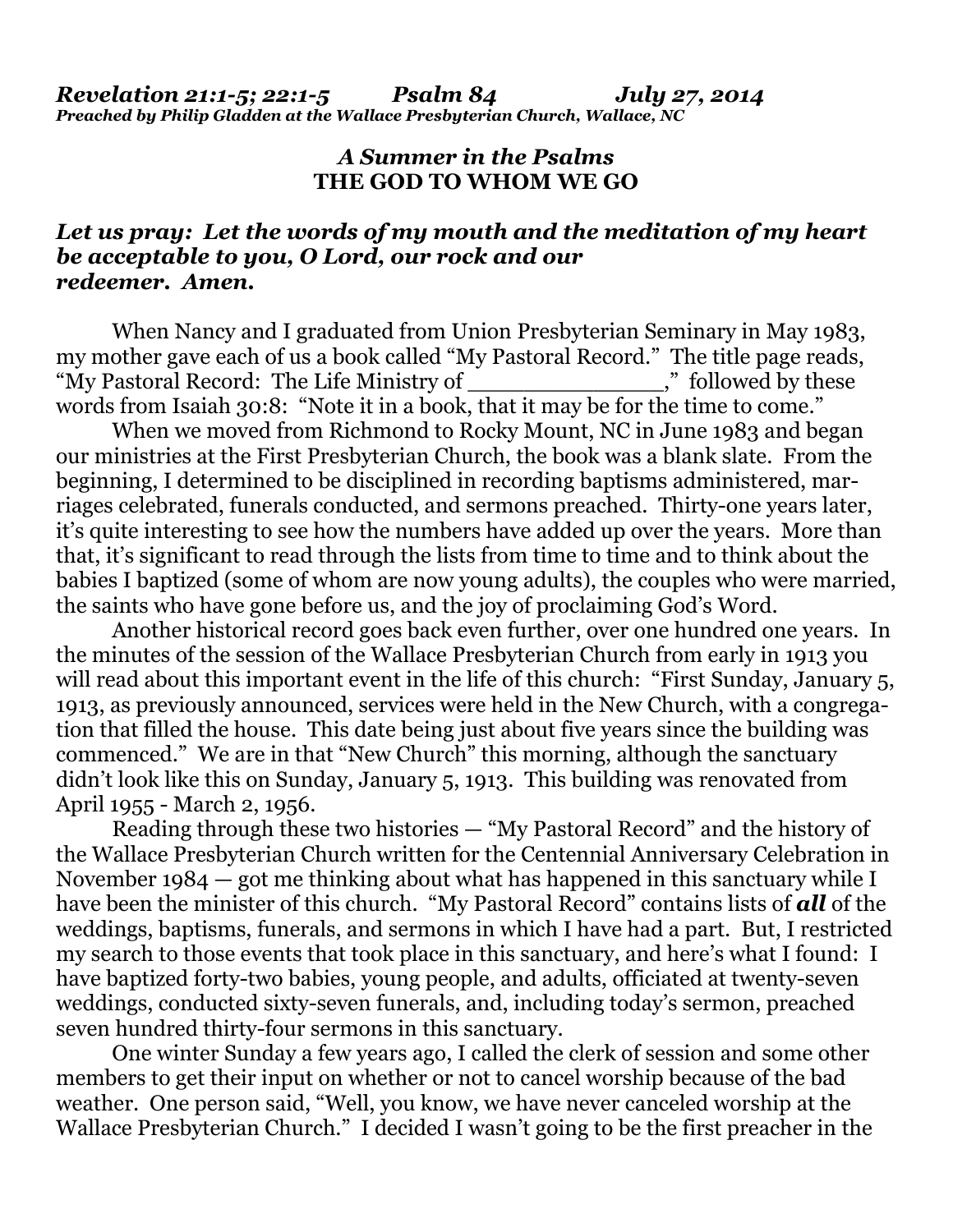***Revelation 21:1-5; 22:1-5 Psalm 84 July 27, 2014***
***Preached by Philip Gladden at the Wallace Presbyterian Church, Wallace, NC***

### *A Summer in the Psalms*
### THE GOD TO WHOM WE GO

***Let us pray: Let the words of my mouth and the meditation of my heart be acceptable to you, O Lord, our rock and our redeemer. Amen.***

When Nancy and I graduated from Union Presbyterian Seminary in May 1983, my mother gave each of us a book called "My Pastoral Record." The title page reads, "My Pastoral Record: The Life Ministry of ______________," followed by these words from Isaiah 30:8: "Note it in a book, that it may be for the time to come."

When we moved from Richmond to Rocky Mount, NC in June 1983 and began our ministries at the First Presbyterian Church, the book was a blank slate. From the beginning, I determined to be disciplined in recording baptisms administered, marriages celebrated, funerals conducted, and sermons preached. Thirty-one years later, it's quite interesting to see how the numbers have added up over the years. More than that, it's significant to read through the lists from time to time and to think about the babies I baptized (some of whom are now young adults), the couples who were married, the saints who have gone before us, and the joy of proclaiming God's Word.

Another historical record goes back even further, over one hundred one years. In the minutes of the session of the Wallace Presbyterian Church from early in 1913 you will read about this important event in the life of this church: "First Sunday, January 5, 1913, as previously announced, services were held in the New Church, with a congregation that filled the house. This date being just about five years since the building was commenced." We are in that "New Church" this morning, although the sanctuary didn't look like this on Sunday, January 5, 1913. This building was renovated from April 1955 - March 2, 1956.

Reading through these two histories — "My Pastoral Record" and the history of the Wallace Presbyterian Church written for the Centennial Anniversary Celebration in November 1984 — got me thinking about what has happened in this sanctuary while I have been the minister of this church. "My Pastoral Record" contains lists of ***all*** of the weddings, baptisms, funerals, and sermons in which I have had a part. But, I restricted my search to those events that took place in this sanctuary, and here's what I found: I have baptized forty-two babies, young people, and adults, officiated at twenty-seven weddings, conducted sixty-seven funerals, and, including today's sermon, preached seven hundred thirty-four sermons in this sanctuary.

One winter Sunday a few years ago, I called the clerk of session and some other members to get their input on whether or not to cancel worship because of the bad weather. One person said, "Well, you know, we have never canceled worship at the Wallace Presbyterian Church." I decided I wasn't going to be the first preacher in the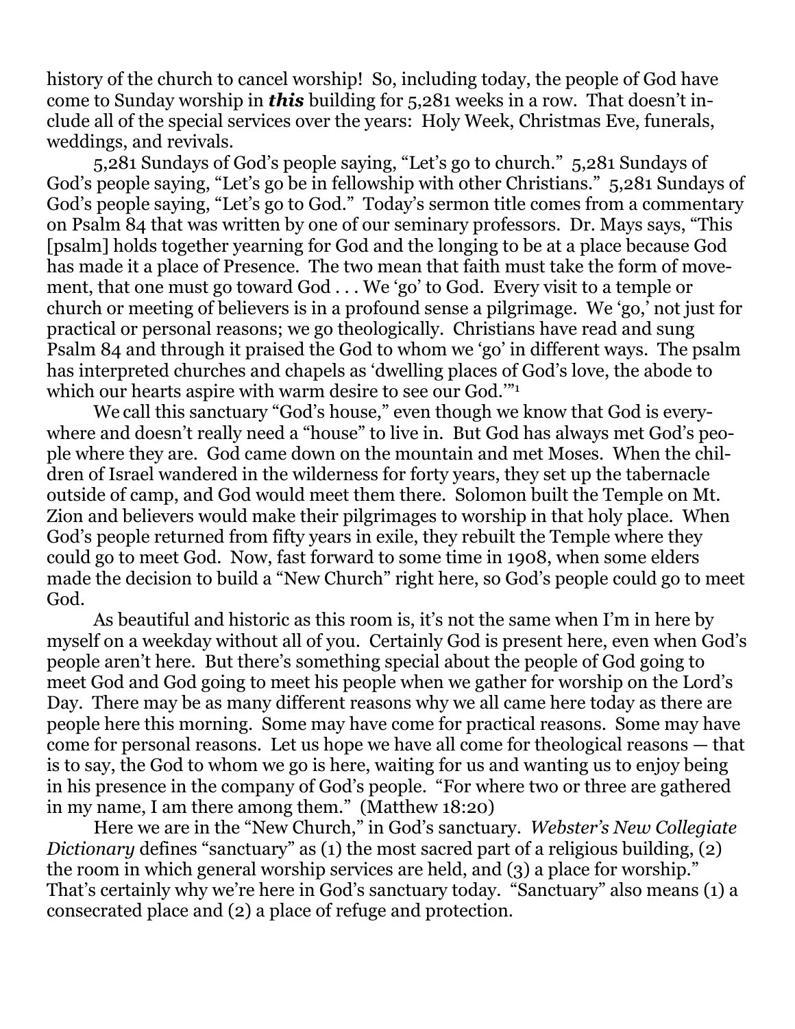history of the church to cancel worship! So, including today, the people of God have come to Sunday worship in ***this*** building for 5,281 weeks in a row. That doesn't include all of the special services over the years: Holy Week, Christmas Eve, funerals, weddings, and revivals.

5,281 Sundays of God's people saying, "Let's go to church." 5,281 Sundays of God's people saying, "Let's go be in fellowship with other Christians." 5,281 Sundays of God's people saying, "Let's go to God." Today's sermon title comes from a commentary on Psalm 84 that was written by one of our seminary professors. Dr. Mays says, "This [psalm] holds together yearning for God and the longing to be at a place because God has made it a place of Presence. The two mean that faith must take the form of movement, that one must go toward God . . . We 'go' to God. Every visit to a temple or church or meeting of believers is in a profound sense a pilgrimage. We 'go,' not just for practical or personal reasons; we go theologically. Christians have read and sung Psalm 84 and through it praised the God to whom we 'go' in different ways. The psalm has interpreted churches and chapels as 'dwelling places of God's love, the abode to which our hearts aspire with warm desire to see our God.'"[1]

We call this sanctuary "God's house," even though we know that God is everywhere and doesn't really need a "house" to live in. But God has always met God's people where they are. God came down on the mountain and met Moses. When the children of Israel wandered in the wilderness for forty years, they set up the tabernacle outside of camp, and God would meet them there. Solomon built the Temple on Mt. Zion and believers would make their pilgrimages to worship in that holy place. When God's people returned from fifty years in exile, they rebuilt the Temple where they could go to meet God. Now, fast forward to some time in 1908, when some elders made the decision to build a "New Church" right here, so God's people could go to meet God.

As beautiful and historic as this room is, it's not the same when I'm in here by myself on a weekday without all of you. Certainly God is present here, even when God's people aren't here. But there's something special about the people of God going to meet God and God going to meet his people when we gather for worship on the Lord's Day. There may be as many different reasons why we all came here today as there are people here this morning. Some may have come for practical reasons. Some may have come for personal reasons. Let us hope we have all come for theological reasons — that is to say, the God to whom we go is here, waiting for us and wanting us to enjoy being in his presence in the company of God's people. "For where two or three are gathered in my name, I am there among them." (Matthew 18:20)

Here we are in the "New Church," in God's sanctuary. *Webster's New Collegiate Dictionary* defines "sanctuary" as (1) the most sacred part of a religious building, (2) the room in which general worship services are held, and (3) a place for worship." That's certainly why we're here in God's sanctuary today. "Sanctuary" also means (1) a consecrated place and (2) a place of refuge and protection.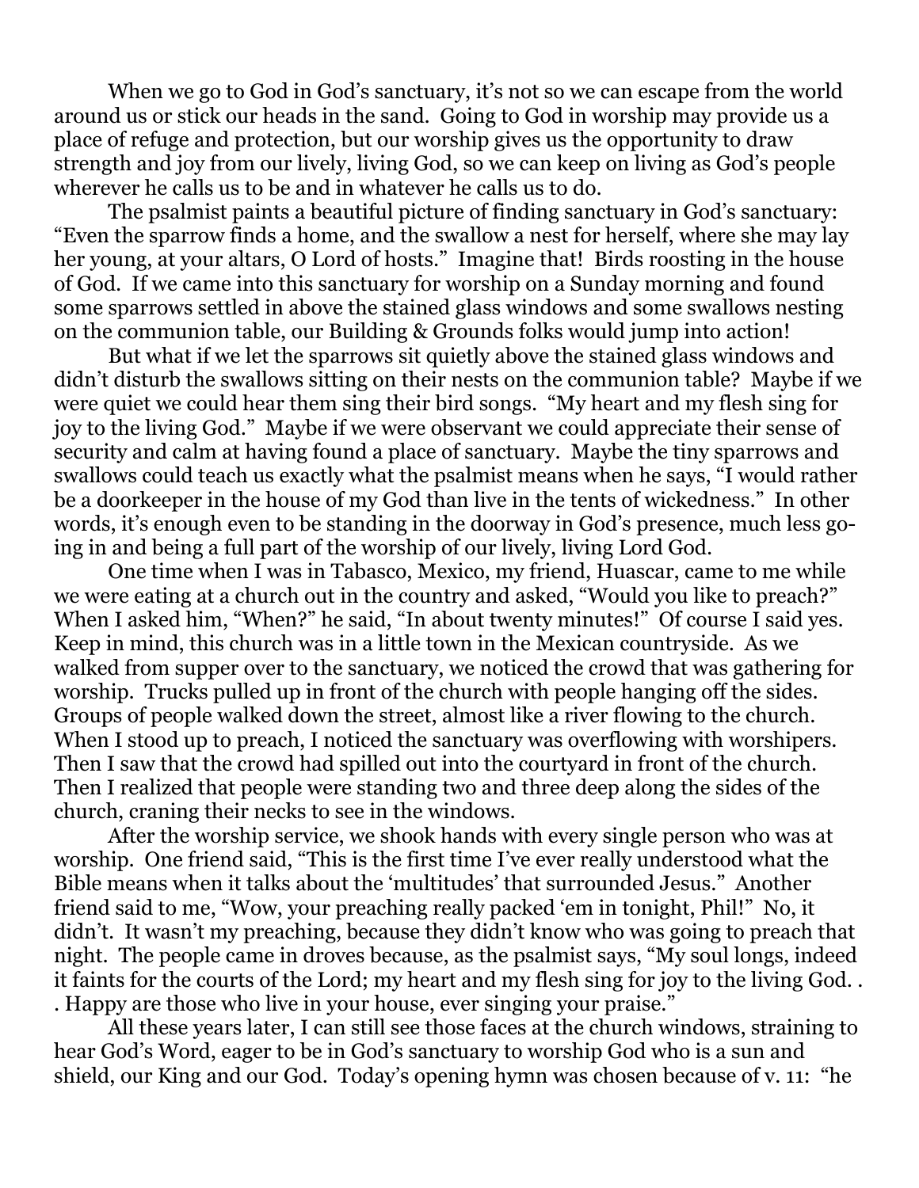When we go to God in God's sanctuary, it's not so we can escape from the world around us or stick our heads in the sand. Going to God in worship may provide us a place of refuge and protection, but our worship gives us the opportunity to draw strength and joy from our lively, living God, so we can keep on living as God's people wherever he calls us to be and in whatever he calls us to do.

The psalmist paints a beautiful picture of finding sanctuary in God's sanctuary: "Even the sparrow finds a home, and the swallow a nest for herself, where she may lay her young, at your altars, O Lord of hosts." Imagine that! Birds roosting in the house of God. If we came into this sanctuary for worship on a Sunday morning and found some sparrows settled in above the stained glass windows and some swallows nesting on the communion table, our Building & Grounds folks would jump into action!

But what if we let the sparrows sit quietly above the stained glass windows and didn't disturb the swallows sitting on their nests on the communion table? Maybe if we were quiet we could hear them sing their bird songs. "My heart and my flesh sing for joy to the living God." Maybe if we were observant we could appreciate their sense of security and calm at having found a place of sanctuary. Maybe the tiny sparrows and swallows could teach us exactly what the psalmist means when he says, "I would rather be a doorkeeper in the house of my God than live in the tents of wickedness." In other words, it's enough even to be standing in the doorway in God's presence, much less going in and being a full part of the worship of our lively, living Lord God.

One time when I was in Tabasco, Mexico, my friend, Huascar, came to me while we were eating at a church out in the country and asked, "Would you like to preach?" When I asked him, "When?" he said, "In about twenty minutes!" Of course I said yes. Keep in mind, this church was in a little town in the Mexican countryside. As we walked from supper over to the sanctuary, we noticed the crowd that was gathering for worship. Trucks pulled up in front of the church with people hanging off the sides. Groups of people walked down the street, almost like a river flowing to the church. When I stood up to preach, I noticed the sanctuary was overflowing with worshipers. Then I saw that the crowd had spilled out into the courtyard in front of the church. Then I realized that people were standing two and three deep along the sides of the church, craning their necks to see in the windows.

After the worship service, we shook hands with every single person who was at worship. One friend said, "This is the first time I've ever really understood what the Bible means when it talks about the 'multitudes' that surrounded Jesus." Another friend said to me, "Wow, your preaching really packed 'em in tonight, Phil!" No, it didn't. It wasn't my preaching, because they didn't know who was going to preach that night. The people came in droves because, as the psalmist says, "My soul longs, indeed it faints for the courts of the Lord; my heart and my flesh sing for joy to the living God. . . . Happy are those who live in your house, ever singing your praise."

All these years later, I can still see those faces at the church windows, straining to hear God's Word, eager to be in God's sanctuary to worship God who is a sun and shield, our King and our God. Today's opening hymn was chosen because of v. 11: "he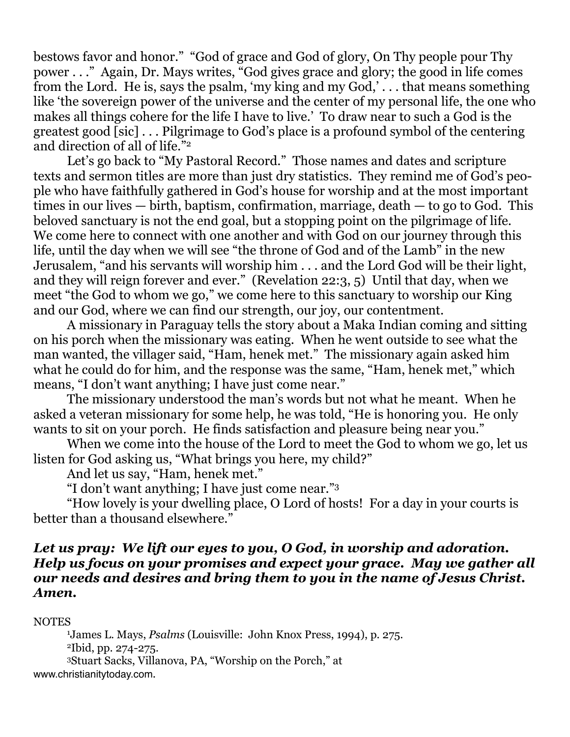bestows favor and honor." "God of grace and God of glory, On Thy people pour Thy power . . ." Again, Dr. Mays writes, "God gives grace and glory; the good in life comes from the Lord. He is, says the psalm, 'my king and my God,' . . . that means something like 'the sovereign power of the universe and the center of my personal life, the one who makes all things cohere for the life I have to live.' To draw near to such a God is the greatest good [sic] . . . Pilgrimage to God's place is a profound symbol of the centering and direction of all of life."[2]

Let's go back to "My Pastoral Record." Those names and dates and scripture texts and sermon titles are more than just dry statistics. They remind me of God's people who have faithfully gathered in God's house for worship and at the most important times in our lives — birth, baptism, confirmation, marriage, death — to go to God. This beloved sanctuary is not the end goal, but a stopping point on the pilgrimage of life. We come here to connect with one another and with God on our journey through this life, until the day when we will see "the throne of God and of the Lamb" in the new Jerusalem, "and his servants will worship him . . . and the Lord God will be their light, and they will reign forever and ever." (Revelation 22:3, 5) Until that day, when we meet "the God to whom we go," we come here to this sanctuary to worship our King and our God, where we can find our strength, our joy, our contentment.

A missionary in Paraguay tells the story about a Maka Indian coming and sitting on his porch when the missionary was eating. When he went outside to see what the man wanted, the villager said, "Ham, henek met." The missionary again asked him what he could do for him, and the response was the same, "Ham, henek met," which means, "I don't want anything; I have just come near."

The missionary understood the man's words but not what he meant. When he asked a veteran missionary for some help, he was told, "He is honoring you. He only wants to sit on your porch. He finds satisfaction and pleasure being near you."

When we come into the house of the Lord to meet the God to whom we go, let us listen for God asking us, "What brings you here, my child?"

And let us say, "Ham, henek met."

"I don't want anything; I have just come near."[3]

"How lovely is your dwelling place, O Lord of hosts! For a day in your courts is better than a thousand elsewhere."

***Let us pray: We lift our eyes to you, O God, in worship and adoration. Help us focus on your promises and expect your grace. May we gather all our needs and desires and bring them to you in the name of Jesus Christ. Amen.***

NOTES

[1]James L. Mays, *Psalms* (Louisville: John Knox Press, 1994), p. 275.

[2]Ibid, pp. 274-275.

[3]Stuart Sacks, Villanova, PA, "Worship on the Porch," at www.christianitytoday.com.